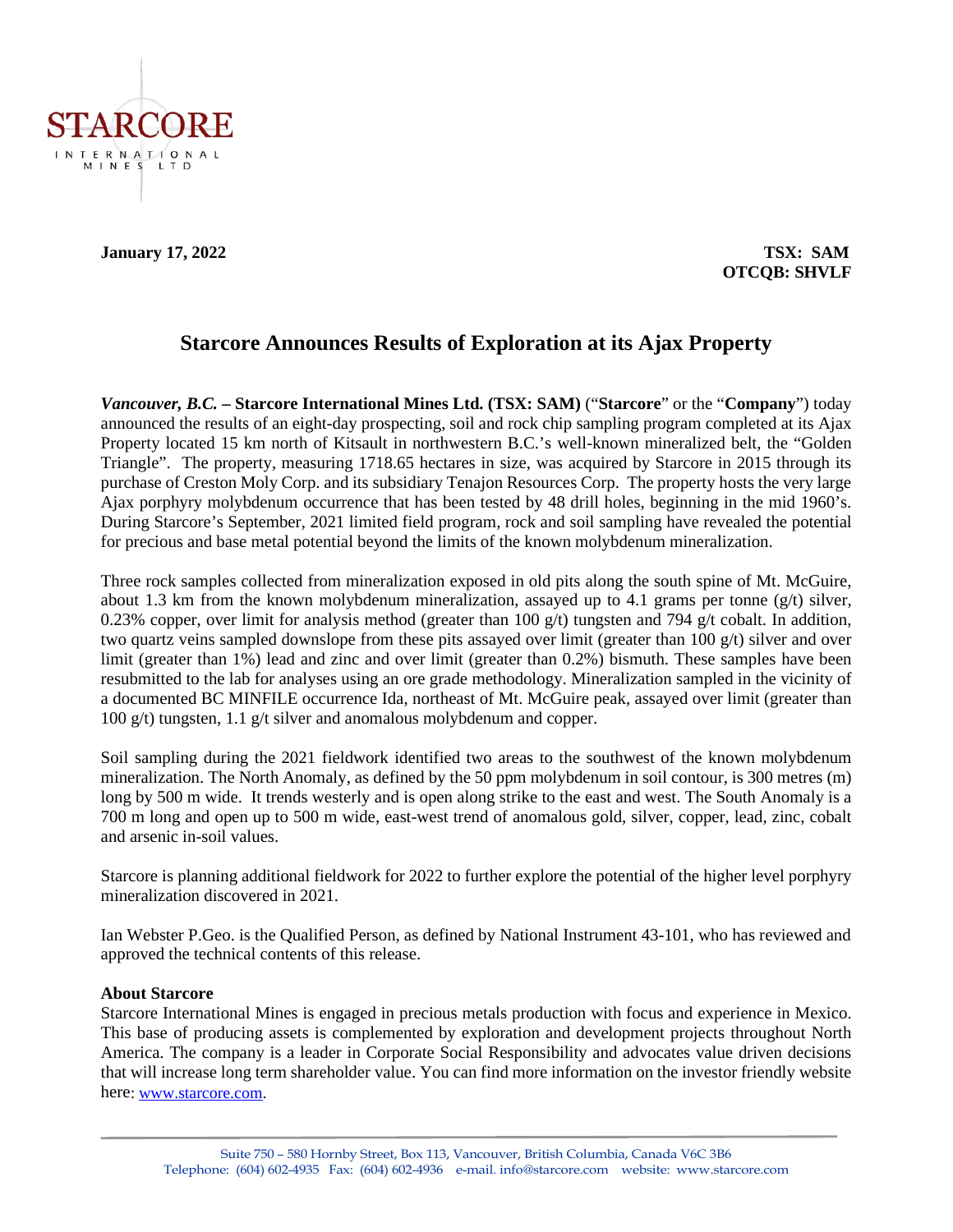STARCORE
INTERNATIONAL MINES LTD

**January 17, 2022**

**TSX: SAM**
**OTCQB: SHVLF**

# Starcore Announces Results of Exploration at its Ajax Property

***Vancouver, B.C.*** **– Starcore International Mines Ltd. (TSX: SAM)** ("**Starcore**" or the "**Company**") today announced the results of an eight-day prospecting, soil and rock chip sampling program completed at its Ajax Property located 15 km north of Kitsault in northwestern B.C.'s well-known mineralized belt, the "Golden Triangle". The property, measuring 1718.65 hectares in size, was acquired by Starcore in 2015 through its purchase of Creston Moly Corp. and its subsidiary Tenajon Resources Corp. The property hosts the very large Ajax porphyry molybdenum occurrence that has been tested by 48 drill holes, beginning in the mid 1960's. During Starcore's September, 2021 limited field program, rock and soil sampling have revealed the potential for precious and base metal potential beyond the limits of the known molybdenum mineralization.

Three rock samples collected from mineralization exposed in old pits along the south spine of Mt. McGuire, about 1.3 km from the known molybdenum mineralization, assayed up to 4.1 grams per tonne (g/t) silver, 0.23% copper, over limit for analysis method (greater than 100 g/t) tungsten and 794 g/t cobalt. In addition, two quartz veins sampled downslope from these pits assayed over limit (greater than 100 g/t) silver and over limit (greater than 1%) lead and zinc and over limit (greater than 0.2%) bismuth. These samples have been resubmitted to the lab for analyses using an ore grade methodology. Mineralization sampled in the vicinity of a documented BC MINFILE occurrence Ida, northeast of Mt. McGuire peak, assayed over limit (greater than 100 g/t) tungsten, 1.1 g/t silver and anomalous molybdenum and copper.

Soil sampling during the 2021 fieldwork identified two areas to the southwest of the known molybdenum mineralization. The North Anomaly, as defined by the 50 ppm molybdenum in soil contour, is 300 metres (m) long by 500 m wide. It trends westerly and is open along strike to the east and west. The South Anomaly is a 700 m long and open up to 500 m wide, east-west trend of anomalous gold, silver, copper, lead, zinc, cobalt and arsenic in-soil values.

Starcore is planning additional fieldwork for 2022 to further explore the potential of the higher level porphyry mineralization discovered in 2021.

Ian Webster P.Geo. is the Qualified Person, as defined by National Instrument 43-101, who has reviewed and approved the technical contents of this release.

**About Starcore**

Starcore International Mines is engaged in precious metals production with focus and experience in Mexico. This base of producing assets is complemented by exploration and development projects throughout North America. The company is a leader in Corporate Social Responsibility and advocates value driven decisions that will increase long term shareholder value. You can find more information on the investor friendly website here: www.starcore.com.

Suite 750 – 580 Hornby Street, Box 113, Vancouver, British Columbia, Canada V6C 3B6
Telephone: (604) 602-4935 Fax: (604) 602-4936 e-mail. info@starcore.com website: www.starcore.com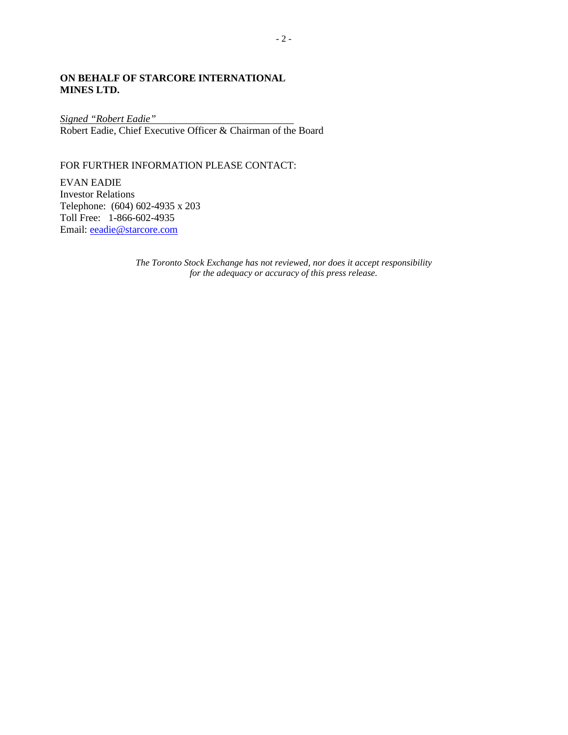**ON BEHALF OF STARCORE INTERNATIONAL MINES LTD.**

*Signed "Robert Eadie"*
Robert Eadie, Chief Executive Officer & Chairman of the Board

FOR FURTHER INFORMATION PLEASE CONTACT:

EVAN EADIE
Investor Relations
Telephone: (604) 602-4935 x 203
Toll Free: 1-866-602-4935
Email: eeadie@starcore.com

*The Toronto Stock Exchange has not reviewed, nor does it accept responsibility for the adequacy or accuracy of this press release.*